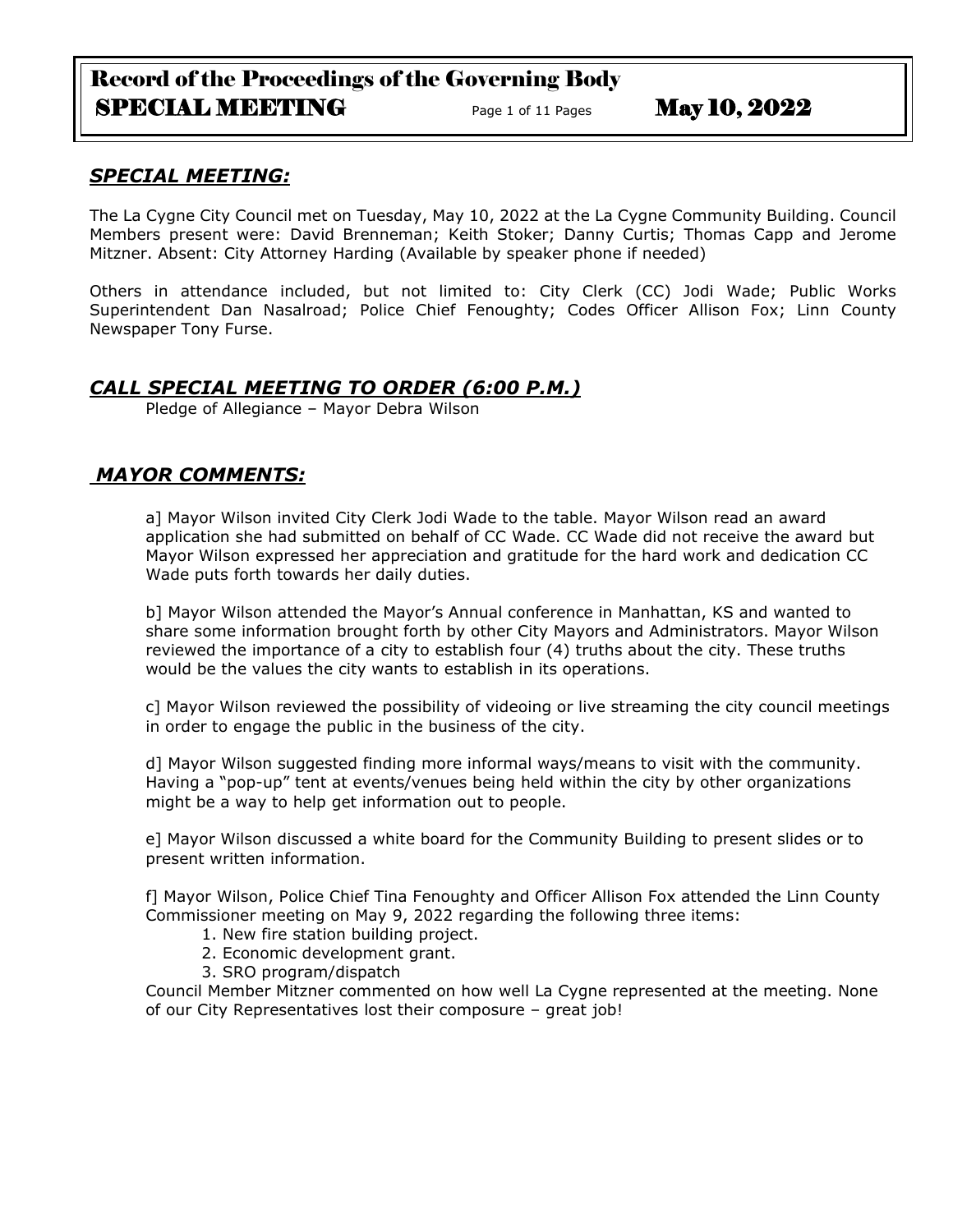## *SPECIAL MEETING:*

The La Cygne City Council met on Tuesday, May 10, 2022 at the La Cygne Community Building. Council Members present were: David Brenneman; Keith Stoker; Danny Curtis; Thomas Capp and Jerome Mitzner. Absent: City Attorney Harding (Available by speaker phone if needed)

Others in attendance included, but not limited to: City Clerk (CC) Jodi Wade; Public Works Superintendent Dan Nasalroad; Police Chief Fenoughty; Codes Officer Allison Fox; Linn County Newspaper Tony Furse.

## *CALL SPECIAL MEETING TO ORDER (6:00 P.M.)*

Pledge of Allegiance – Mayor Debra Wilson

## *MAYOR COMMENTS:*

a] Mayor Wilson invited City Clerk Jodi Wade to the table. Mayor Wilson read an award application she had submitted on behalf of CC Wade. CC Wade did not receive the award but Mayor Wilson expressed her appreciation and gratitude for the hard work and dedication CC Wade puts forth towards her daily duties.

b] Mayor Wilson attended the Mayor's Annual conference in Manhattan, KS and wanted to share some information brought forth by other City Mayors and Administrators. Mayor Wilson reviewed the importance of a city to establish four (4) truths about the city. These truths would be the values the city wants to establish in its operations.

c] Mayor Wilson reviewed the possibility of videoing or live streaming the city council meetings in order to engage the public in the business of the city.

d] Mayor Wilson suggested finding more informal ways/means to visit with the community. Having a "pop-up" tent at events/venues being held within the city by other organizations might be a way to help get information out to people.

e] Mayor Wilson discussed a white board for the Community Building to present slides or to present written information.

f] Mayor Wilson, Police Chief Tina Fenoughty and Officer Allison Fox attended the Linn County Commissioner meeting on May 9, 2022 regarding the following three items:

1. New fire station building project.
2. Economic development grant.
3. SRO program/dispatch

Council Member Mitzner commented on how well La Cygne represented at the meeting. None of our City Representatives lost their composure – great job!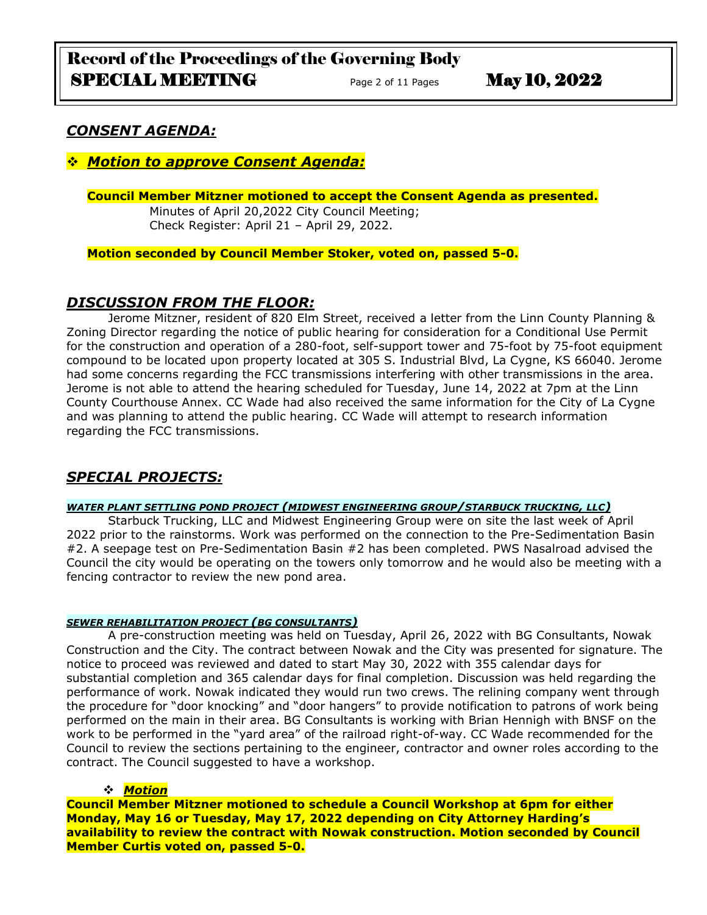## *CONSENT AGENDA:*

❖ ***Motion to approve Consent Agenda:***

**Council Member Mitzner motioned to accept the Consent Agenda as presented.**
Minutes of April 20,2022 City Council Meeting;
Check Register: April 21 – April 29, 2022.

**Motion seconded by Council Member Stoker, voted on, passed 5-0.**

## *DISCUSSION FROM THE FLOOR:*

Jerome Mitzner, resident of 820 Elm Street, received a letter from the Linn County Planning & Zoning Director regarding the notice of public hearing for consideration for a Conditional Use Permit for the construction and operation of a 280-foot, self-support tower and 75-foot by 75-foot equipment compound to be located upon property located at 305 S. Industrial Blvd, La Cygne, KS 66040. Jerome had some concerns regarding the FCC transmissions interfering with other transmissions in the area. Jerome is not able to attend the hearing scheduled for Tuesday, June 14, 2022 at 7pm at the Linn County Courthouse Annex. CC Wade had also received the same information for the City of La Cygne and was planning to attend the public hearing. CC Wade will attempt to research information regarding the FCC transmissions.

## *SPECIAL PROJECTS:*

***WATER PLANT SETTLING POND PROJECT (MIDWEST ENGINEERING GROUP/STARBUCK TRUCKING, LLC)***

Starbuck Trucking, LLC and Midwest Engineering Group were on site the last week of April 2022 prior to the rainstorms. Work was performed on the connection to the Pre-Sedimentation Basin #2. A seepage test on Pre-Sedimentation Basin #2 has been completed. PWS Nasalroad advised the Council the city would be operating on the towers only tomorrow and he would also be meeting with a fencing contractor to review the new pond area.

***SEWER REHABILITATION PROJECT (BG CONSULTANTS)***

A pre-construction meeting was held on Tuesday, April 26, 2022 with BG Consultants, Nowak Construction and the City. The contract between Nowak and the City was presented for signature. The notice to proceed was reviewed and dated to start May 30, 2022 with 355 calendar days for substantial completion and 365 calendar days for final completion. Discussion was held regarding the performance of work. Nowak indicated they would run two crews. The relining company went through the procedure for "door knocking" and "door hangers" to provide notification to patrons of work being performed on the main in their area. BG Consultants is working with Brian Hennigh with BNSF on the work to be performed in the "yard area" of the railroad right-of-way. CC Wade recommended for the Council to review the sections pertaining to the engineer, contractor and owner roles according to the contract. The Council suggested to have a workshop.

❖ ***Motion***

**Council Member Mitzner motioned to schedule a Council Workshop at 6pm for either Monday, May 16 or Tuesday, May 17, 2022 depending on City Attorney Harding's availability to review the contract with Nowak construction. Motion seconded by Council Member Curtis voted on, passed 5-0.**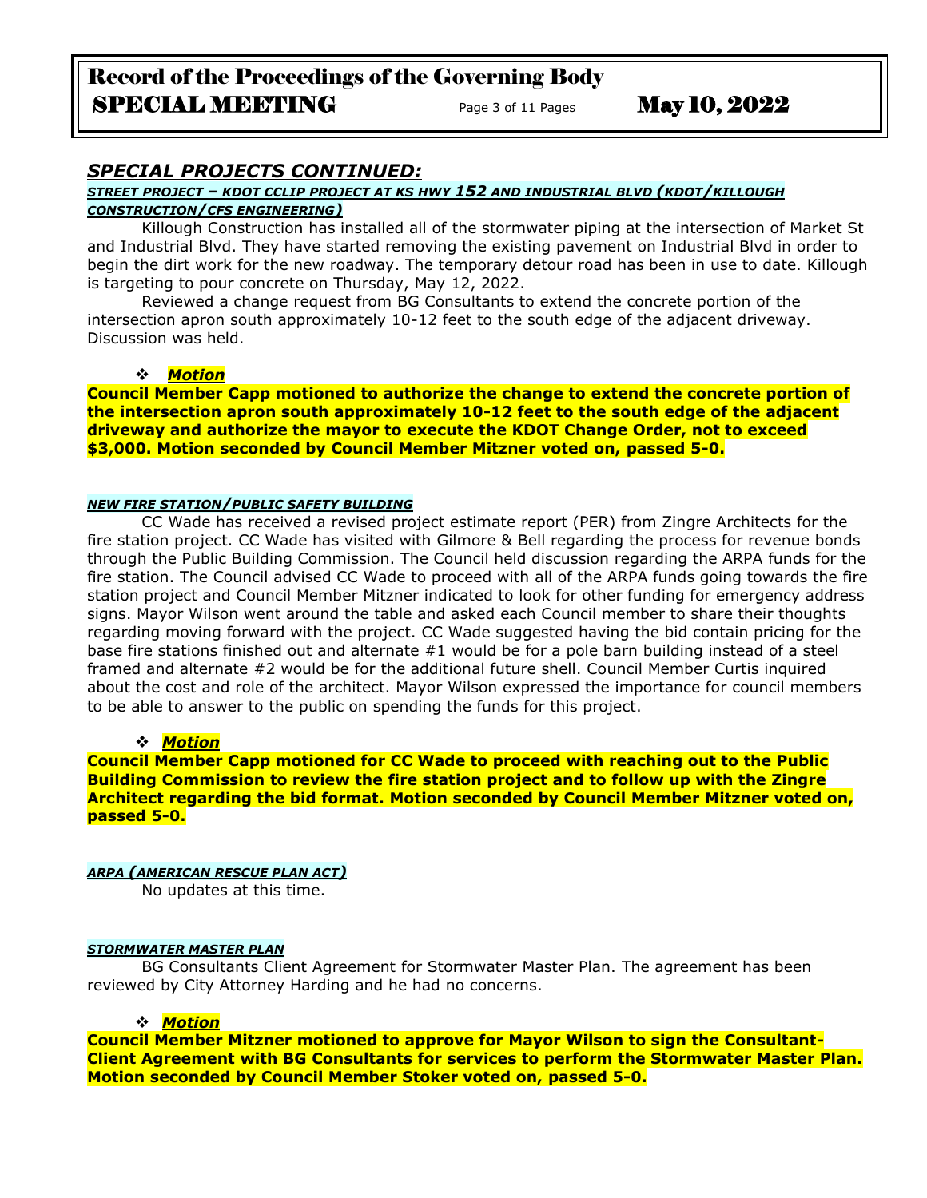## *SPECIAL PROJECTS CONTINUED:*

***STREET PROJECT – KDOT CCLIP PROJECT AT KS HWY 152 AND INDUSTRIAL BLVD (KDOT/KILLOUGH CONSTRUCTION/CFS ENGINEERING)***

Killough Construction has installed all of the stormwater piping at the intersection of Market St and Industrial Blvd. They have started removing the existing pavement on Industrial Blvd in order to begin the dirt work for the new roadway. The temporary detour road has been in use to date. Killough is targeting to pour concrete on Thursday, May 12, 2022.

Reviewed a change request from BG Consultants to extend the concrete portion of the intersection apron south approximately 10-12 feet to the south edge of the adjacent driveway. Discussion was held.

❖ ***Motion***

**Council Member Capp motioned to authorize the change to extend the concrete portion of the intersection apron south approximately 10-12 feet to the south edge of the adjacent driveway and authorize the mayor to execute the KDOT Change Order, not to exceed $3,000. Motion seconded by Council Member Mitzner voted on, passed 5-0.**

***NEW FIRE STATION/PUBLIC SAFETY BUILDING***

CC Wade has received a revised project estimate report (PER) from Zingre Architects for the fire station project. CC Wade has visited with Gilmore & Bell regarding the process for revenue bonds through the Public Building Commission. The Council held discussion regarding the ARPA funds for the fire station. The Council advised CC Wade to proceed with all of the ARPA funds going towards the fire station project and Council Member Mitzner indicated to look for other funding for emergency address signs. Mayor Wilson went around the table and asked each Council member to share their thoughts regarding moving forward with the project. CC Wade suggested having the bid contain pricing for the base fire stations finished out and alternate #1 would be for a pole barn building instead of a steel framed and alternate #2 would be for the additional future shell. Council Member Curtis inquired about the cost and role of the architect. Mayor Wilson expressed the importance for council members to be able to answer to the public on spending the funds for this project.

❖ ***Motion***

**Council Member Capp motioned for CC Wade to proceed with reaching out to the Public Building Commission to review the fire station project and to follow up with the Zingre Architect regarding the bid format. Motion seconded by Council Member Mitzner voted on, passed 5-0.**

***ARPA (AMERICAN RESCUE PLAN ACT)***

No updates at this time.

***STORMWATER MASTER PLAN***

BG Consultants Client Agreement for Stormwater Master Plan. The agreement has been reviewed by City Attorney Harding and he had no concerns.

❖ ***Motion***

**Council Member Mitzner motioned to approve for Mayor Wilson to sign the Consultant-Client Agreement with BG Consultants for services to perform the Stormwater Master Plan. Motion seconded by Council Member Stoker voted on, passed 5-0.**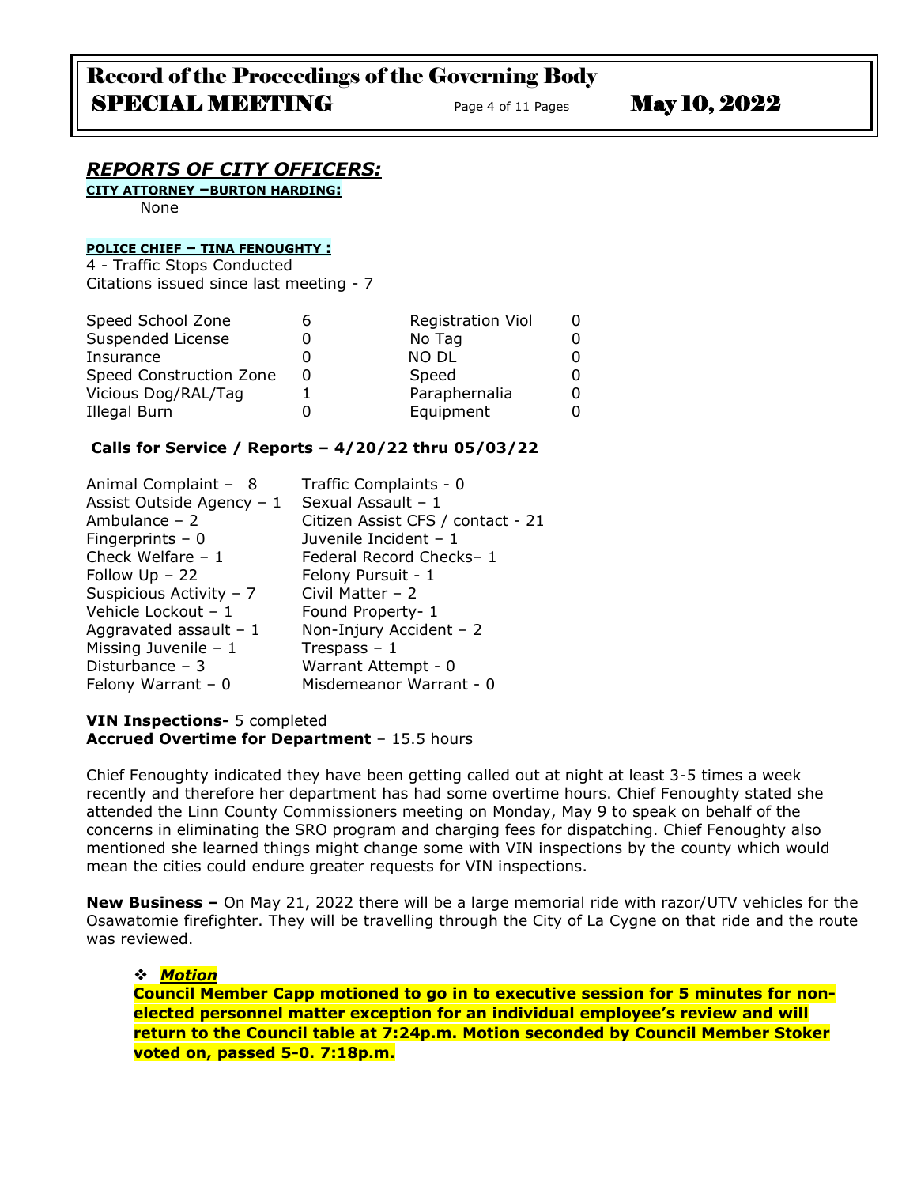## *REPORTS OF CITY OFFICERS:*

**CITY ATTORNEY –BURTON HARDING:**

None

**POLICE CHIEF – TINA FENOUGHTY :**

4 - Traffic Stops Conducted
Citations issued since last meeting - 7

| | | | |
|---|---|---|---|
| Speed School Zone | 6 | Registration Viol | 0 |
| Suspended License | 0 | No Tag | 0 |
| Insurance | 0 | NO DL | 0 |
| Speed Construction Zone | 0 | Speed | 0 |
| Vicious Dog/RAL/Tag | 1 | Paraphernalia | 0 |
| Illegal Burn | 0 | Equipment | 0 |

**Calls for Service / Reports – 4/20/22 thru 05/03/22**

| | |
|---|---|
| Animal Complaint – 8 | Traffic Complaints - 0 |
| Assist Outside Agency – 1 | Sexual Assault – 1 |
| Ambulance – 2 | Citizen Assist CFS / contact - 21 |
| Fingerprints – 0 | Juvenile Incident – 1 |
| Check Welfare – 1 | Federal Record Checks– 1 |
| Follow Up – 22 | Felony Pursuit - 1 |
| Suspicious Activity – 7 | Civil Matter – 2 |
| Vehicle Lockout – 1 | Found Property- 1 |
| Aggravated assault – 1 | Non-Injury Accident – 2 |
| Missing Juvenile – 1 | Trespass – 1 |
| Disturbance – 3 | Warrant Attempt - 0 |
| Felony Warrant – 0 | Misdemeanor Warrant - 0 |

**VIN Inspections-** 5 completed
**Accrued Overtime for Department** – 15.5 hours

Chief Fenoughty indicated they have been getting called out at night at least 3-5 times a week recently and therefore her department has had some overtime hours. Chief Fenoughty stated she attended the Linn County Commissioners meeting on Monday, May 9 to speak on behalf of the concerns in eliminating the SRO program and charging fees for dispatching. Chief Fenoughty also mentioned she learned things might change some with VIN inspections by the county which would mean the cities could endure greater requests for VIN inspections.

**New Business –** On May 21, 2022 there will be a large memorial ride with razor/UTV vehicles for the Osawatomie firefighter. They will be travelling through the City of La Cygne on that ride and the route was reviewed.

- ***Motion***

  **Council Member Capp motioned to go in to executive session for 5 minutes for non-elected personnel matter exception for an individual employee's review and will return to the Council table at 7:24p.m. Motion seconded by Council Member Stoker voted on, passed 5-0. 7:18p.m.**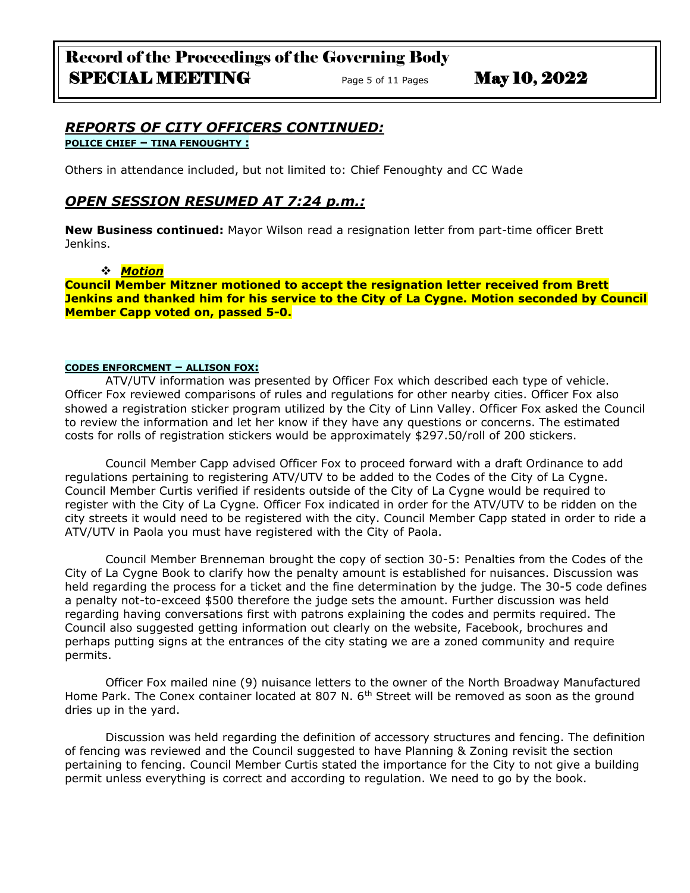## *REPORTS OF CITY OFFICERS CONTINUED:*

**POLICE CHIEF – TINA FENOUGHTY :**

Others in attendance included, but not limited to: Chief Fenoughty and CC Wade

## *OPEN SESSION RESUMED AT 7:24 p.m.:*

**New Business continued:** Mayor Wilson read a resignation letter from part-time officer Brett Jenkins.

- ***Motion***

**Council Member Mitzner motioned to accept the resignation letter received from Brett Jenkins and thanked him for his service to the City of La Cygne. Motion seconded by Council Member Capp voted on, passed 5-0.**

**CODES ENFORCMENT – ALLISON FOX:**

ATV/UTV information was presented by Officer Fox which described each type of vehicle. Officer Fox reviewed comparisons of rules and regulations for other nearby cities. Officer Fox also showed a registration sticker program utilized by the City of Linn Valley. Officer Fox asked the Council to review the information and let her know if they have any questions or concerns. The estimated costs for rolls of registration stickers would be approximately $297.50/roll of 200 stickers.

Council Member Capp advised Officer Fox to proceed forward with a draft Ordinance to add regulations pertaining to registering ATV/UTV to be added to the Codes of the City of La Cygne. Council Member Curtis verified if residents outside of the City of La Cygne would be required to register with the City of La Cygne. Officer Fox indicated in order for the ATV/UTV to be ridden on the city streets it would need to be registered with the city. Council Member Capp stated in order to ride a ATV/UTV in Paola you must have registered with the City of Paola.

Council Member Brenneman brought the copy of section 30-5: Penalties from the Codes of the City of La Cygne Book to clarify how the penalty amount is established for nuisances. Discussion was held regarding the process for a ticket and the fine determination by the judge. The 30-5 code defines a penalty not-to-exceed $500 therefore the judge sets the amount. Further discussion was held regarding having conversations first with patrons explaining the codes and permits required. The Council also suggested getting information out clearly on the website, Facebook, brochures and perhaps putting signs at the entrances of the city stating we are a zoned community and require permits.

Officer Fox mailed nine (9) nuisance letters to the owner of the North Broadway Manufactured Home Park. The Conex container located at 807 N. 6th Street will be removed as soon as the ground dries up in the yard.

Discussion was held regarding the definition of accessory structures and fencing. The definition of fencing was reviewed and the Council suggested to have Planning & Zoning revisit the section pertaining to fencing. Council Member Curtis stated the importance for the City to not give a building permit unless everything is correct and according to regulation. We need to go by the book.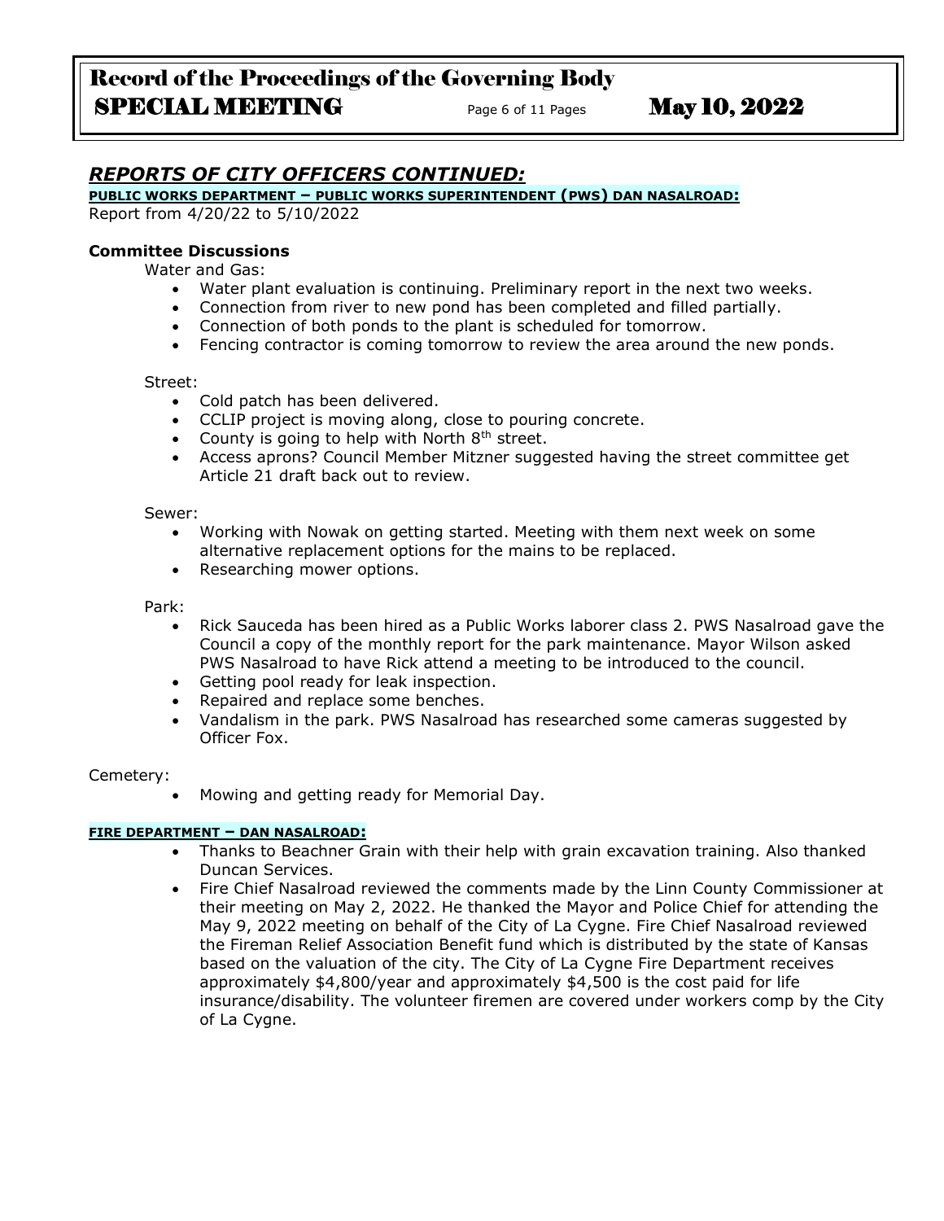## *REPORTS OF CITY OFFICERS CONTINUED:*

**PUBLIC WORKS DEPARTMENT – PUBLIC WORKS SUPERINTENDENT (PWS) DAN NASALROAD:**

Report from 4/20/22 to 5/10/2022

**Committee Discussions**

Water and Gas:

- Water plant evaluation is continuing. Preliminary report in the next two weeks.
- Connection from river to new pond has been completed and filled partially.
- Connection of both ponds to the plant is scheduled for tomorrow.
- Fencing contractor is coming tomorrow to review the area around the new ponds.

Street:

- Cold patch has been delivered.
- CCLIP project is moving along, close to pouring concrete.
- County is going to help with North 8th street.
- Access aprons? Council Member Mitzner suggested having the street committee get Article 21 draft back out to review.

Sewer:

- Working with Nowak on getting started. Meeting with them next week on some alternative replacement options for the mains to be replaced.
- Researching mower options.

Park:

- Rick Sauceda has been hired as a Public Works laborer class 2. PWS Nasalroad gave the Council a copy of the monthly report for the park maintenance. Mayor Wilson asked PWS Nasalroad to have Rick attend a meeting to be introduced to the council.
- Getting pool ready for leak inspection.
- Repaired and replace some benches.
- Vandalism in the park. PWS Nasalroad has researched some cameras suggested by Officer Fox.

Cemetery:

- Mowing and getting ready for Memorial Day.

**FIRE DEPARTMENT – DAN NASALROAD:**

- Thanks to Beachner Grain with their help with grain excavation training. Also thanked Duncan Services.
- Fire Chief Nasalroad reviewed the comments made by the Linn County Commissioner at their meeting on May 2, 2022. He thanked the Mayor and Police Chief for attending the May 9, 2022 meeting on behalf of the City of La Cygne. Fire Chief Nasalroad reviewed the Fireman Relief Association Benefit fund which is distributed by the state of Kansas based on the valuation of the city. The City of La Cygne Fire Department receives approximately $4,800/year and approximately $4,500 is the cost paid for life insurance/disability. The volunteer firemen are covered under workers comp by the City of La Cygne.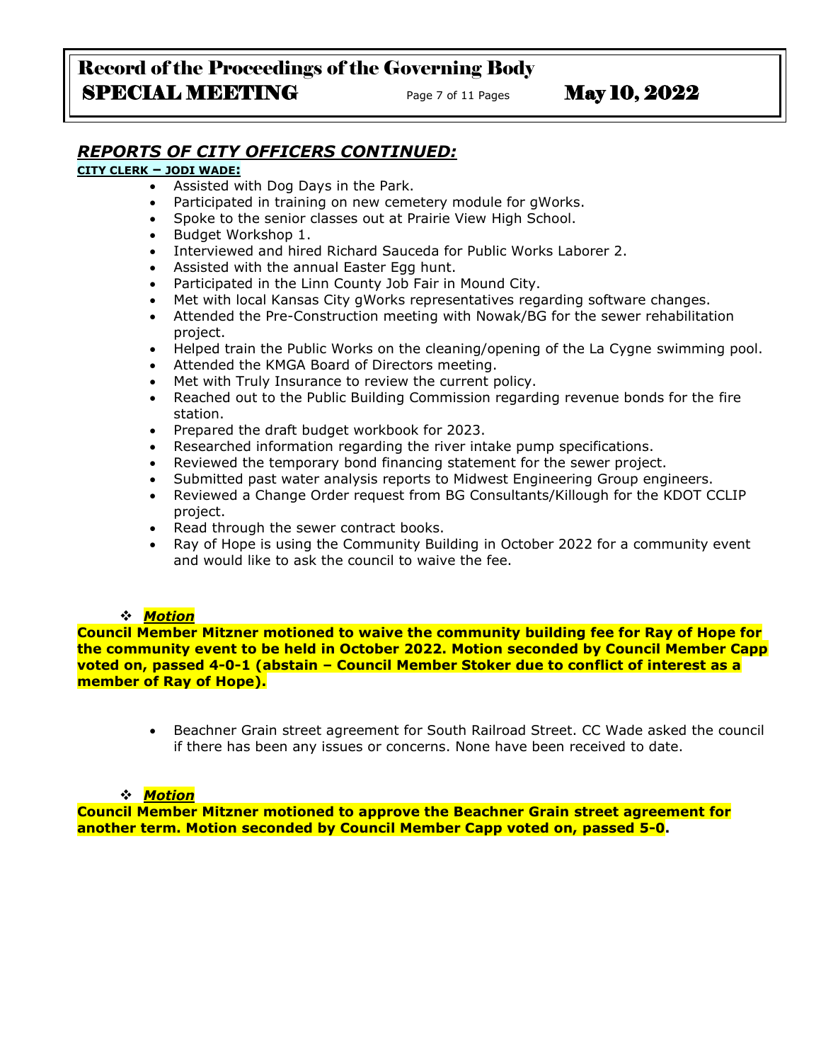## *REPORTS OF CITY OFFICERS CONTINUED:*

**CITY CLERK – JODI WADE:**

- Assisted with Dog Days in the Park.
- Participated in training on new cemetery module for gWorks.
- Spoke to the senior classes out at Prairie View High School.
- Budget Workshop 1.
- Interviewed and hired Richard Sauceda for Public Works Laborer 2.
- Assisted with the annual Easter Egg hunt.
- Participated in the Linn County Job Fair in Mound City.
- Met with local Kansas City gWorks representatives regarding software changes.
- Attended the Pre-Construction meeting with Nowak/BG for the sewer rehabilitation project.
- Helped train the Public Works on the cleaning/opening of the La Cygne swimming pool.
- Attended the KMGA Board of Directors meeting.
- Met with Truly Insurance to review the current policy.
- Reached out to the Public Building Commission regarding revenue bonds for the fire station.
- Prepared the draft budget workbook for 2023.
- Researched information regarding the river intake pump specifications.
- Reviewed the temporary bond financing statement for the sewer project.
- Submitted past water analysis reports to Midwest Engineering Group engineers.
- Reviewed a Change Order request from BG Consultants/Killough for the KDOT CCLIP project.
- Read through the sewer contract books.
- Ray of Hope is using the Community Building in October 2022 for a community event and would like to ask the council to waive the fee.

❖ ***Motion***

**Council Member Mitzner motioned to waive the community building fee for Ray of Hope for the community event to be held in October 2022. Motion seconded by Council Member Capp voted on, passed 4-0-1 (abstain – Council Member Stoker due to conflict of interest as a member of Ray of Hope).**

- Beachner Grain street agreement for South Railroad Street. CC Wade asked the council if there has been any issues or concerns. None have been received to date.

❖ ***Motion***

**Council Member Mitzner motioned to approve the Beachner Grain street agreement for another term. Motion seconded by Council Member Capp voted on, passed 5-0.**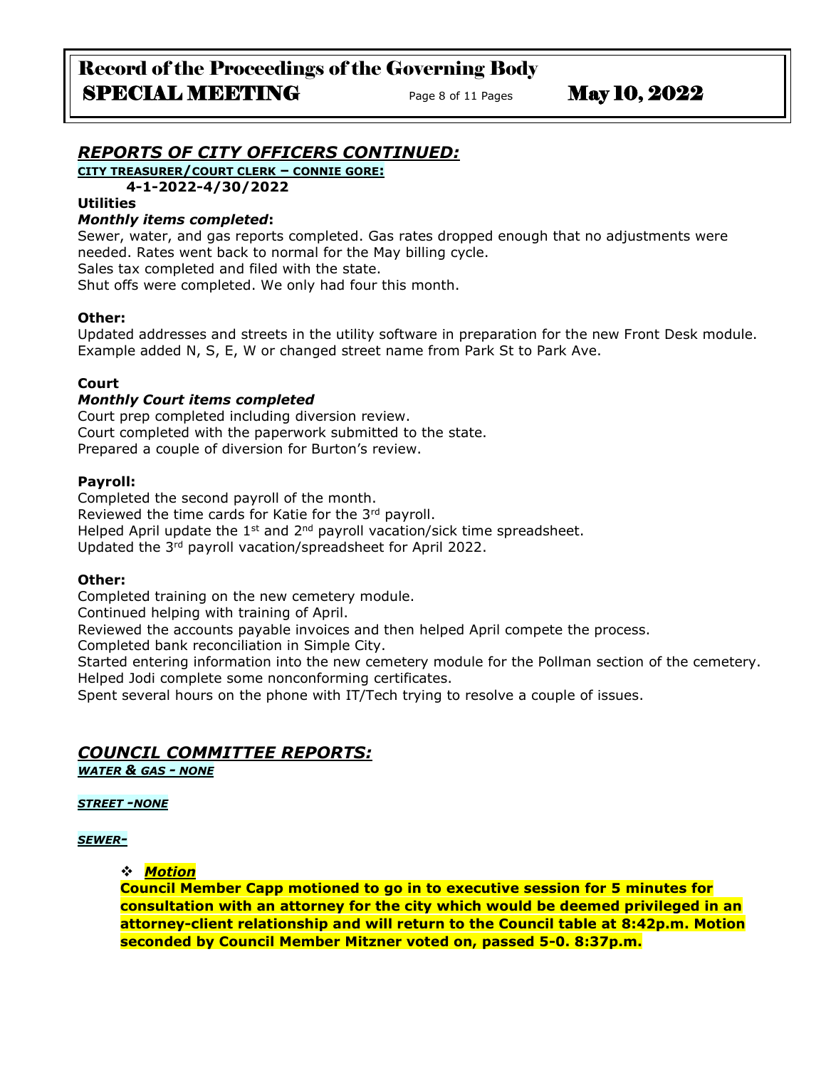## *REPORTS OF CITY OFFICERS CONTINUED:*

**CITY TREASURER/COURT CLERK – CONNIE GORE:**

**4-1-2022-4/30/2022**

**Utilities**

***Monthly items completed*:**

Sewer, water, and gas reports completed. Gas rates dropped enough that no adjustments were needed. Rates went back to normal for the May billing cycle.
Sales tax completed and filed with the state.
Shut offs were completed. We only had four this month.

**Other:**

Updated addresses and streets in the utility software in preparation for the new Front Desk module. Example added N, S, E, W or changed street name from Park St to Park Ave.

**Court**

***Monthly Court items completed***

Court prep completed including diversion review.
Court completed with the paperwork submitted to the state.
Prepared a couple of diversion for Burton's review.

**Payroll:**

Completed the second payroll of the month.
Reviewed the time cards for Katie for the 3rd payroll.
Helped April update the 1st and 2nd payroll vacation/sick time spreadsheet.
Updated the 3rd payroll vacation/spreadsheet for April 2022.

**Other:**

Completed training on the new cemetery module.
Continued helping with training of April.
Reviewed the accounts payable invoices and then helped April compete the process.
Completed bank reconciliation in Simple City.
Started entering information into the new cemetery module for the Pollman section of the cemetery.
Helped Jodi complete some nonconforming certificates.
Spent several hours on the phone with IT/Tech trying to resolve a couple of issues.

## *COUNCIL COMMITTEE REPORTS:*

***WATER & GAS - NONE***

***STREET -NONE***

***SEWER-***

- ***Motion***

  **Council Member Capp motioned to go in to executive session for 5 minutes for consultation with an attorney for the city which would be deemed privileged in an attorney-client relationship and will return to the Council table at 8:42p.m. Motion seconded by Council Member Mitzner voted on, passed 5-0. 8:37p.m.**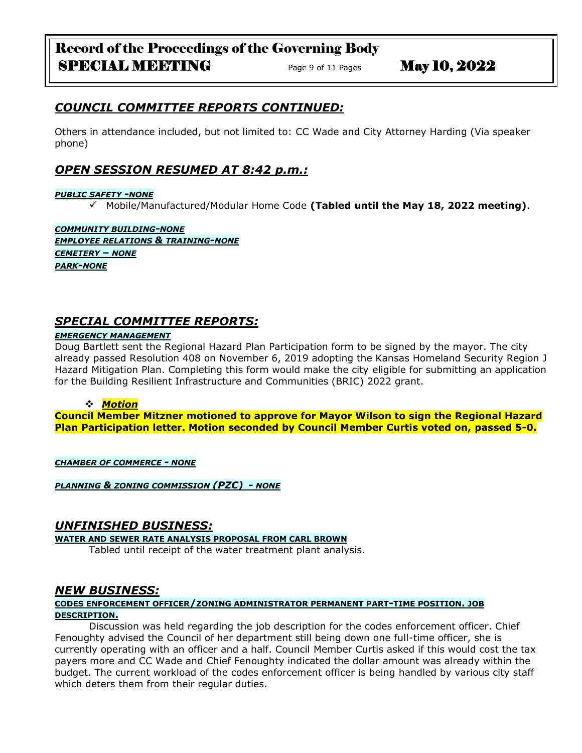## *COUNCIL COMMITTEE REPORTS CONTINUED:*

Others in attendance included, but not limited to: CC Wade and City Attorney Harding (Via speaker phone)

## *OPEN SESSION RESUMED AT 8:42 p.m.:*

***PUBLIC SAFETY -NONE***

- ✓ Mobile/Manufactured/Modular Home Code **(Tabled until the May 18, 2022 meeting)**.

***COMMUNITY BUILDING-NONE***
***EMPLOYEE RELATIONS & TRAINING-NONE***
***CEMETERY – NONE***
***PARK-NONE***

## *SPECIAL COMMITTEE REPORTS:*

***EMERGENCY MANAGEMENT***

Doug Bartlett sent the Regional Hazard Plan Participation form to be signed by the mayor. The city already passed Resolution 408 on November 6, 2019 adopting the Kansas Homeland Security Region J Hazard Mitigation Plan. Completing this form would make the city eligible for submitting an application for the Building Resilient Infrastructure and Communities (BRIC) 2022 grant.

- ***Motion***

**Council Member Mitzner motioned to approve for Mayor Wilson to sign the Regional Hazard Plan Participation letter. Motion seconded by Council Member Curtis voted on, passed 5-0.**

***CHAMBER OF COMMERCE - NONE***

***PLANNING & ZONING COMMISSION (PZC) - NONE***

## *UNFINISHED BUSINESS:*

**WATER AND SEWER RATE ANALYSIS PROPOSAL FROM CARL BROWN**

Tabled until receipt of the water treatment plant analysis.

## *NEW BUSINESS:*

**CODES ENFORCEMENT OFFICER/ZONING ADMINISTRATOR PERMANENT PART-TIME POSITION. JOB DESCRIPTION.**

Discussion was held regarding the job description for the codes enforcement officer. Chief Fenoughty advised the Council of her department still being down one full-time officer, she is currently operating with an officer and a half. Council Member Curtis asked if this would cost the tax payers more and CC Wade and Chief Fenoughty indicated the dollar amount was already within the budget. The current workload of the codes enforcement officer is being handled by various city staff which deters them from their regular duties.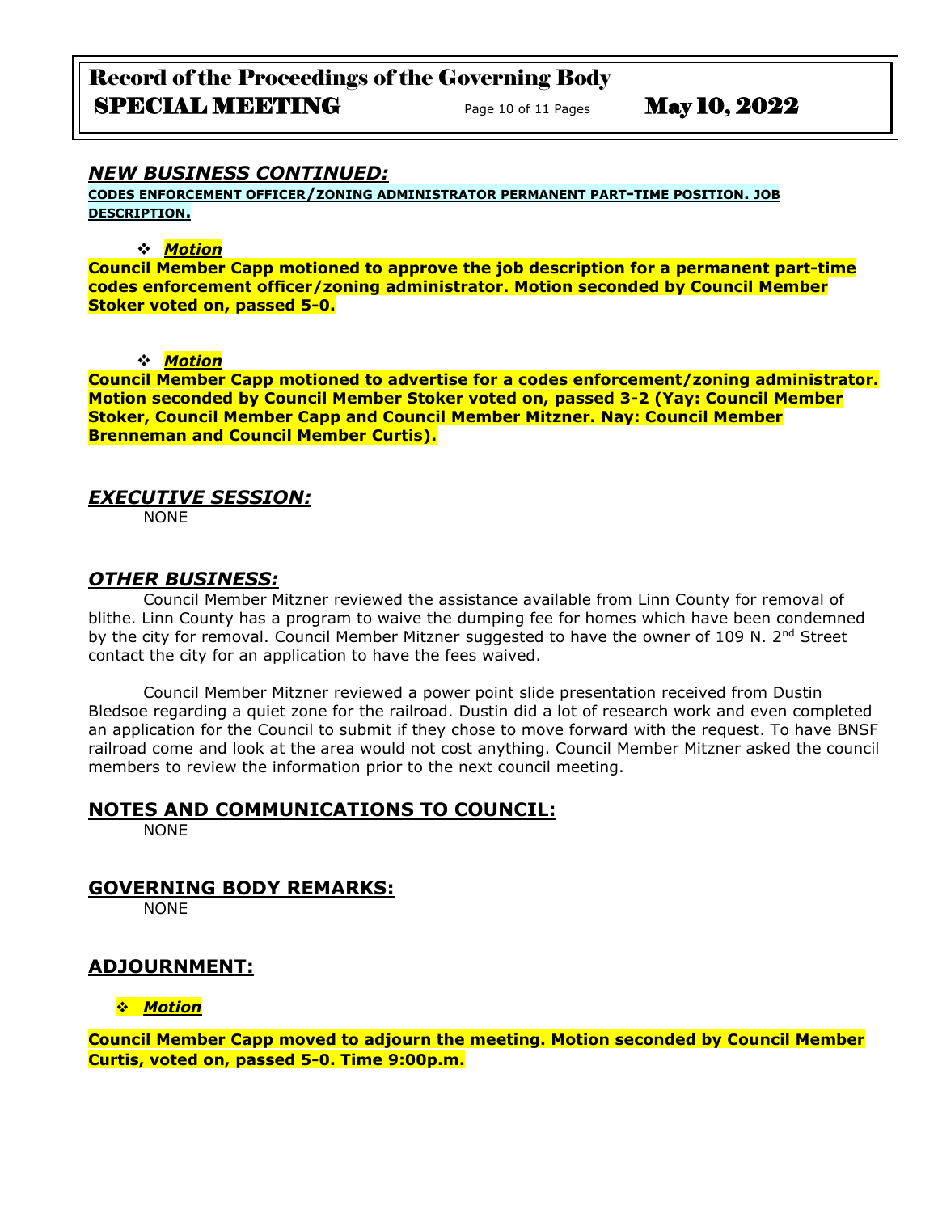## *NEW BUSINESS CONTINUED:*

**CODES ENFORCEMENT OFFICER/ZONING ADMINISTRATOR PERMANENT PART-TIME POSITION. JOB DESCRIPTION.**

- ***Motion***

**Council Member Capp motioned to approve the job description for a permanent part-time codes enforcement officer/zoning administrator. Motion seconded by Council Member Stoker voted on, passed 5-0.**

- ***Motion***

**Council Member Capp motioned to advertise for a codes enforcement/zoning administrator. Motion seconded by Council Member Stoker voted on, passed 3-2 (Yay: Council Member Stoker, Council Member Capp and Council Member Mitzner. Nay: Council Member Brenneman and Council Member Curtis).**

## *EXECUTIVE SESSION:*

NONE

## *OTHER BUSINESS:*

Council Member Mitzner reviewed the assistance available from Linn County for removal of blithe. Linn County has a program to waive the dumping fee for homes which have been condemned by the city for removal. Council Member Mitzner suggested to have the owner of 109 N. 2nd Street contact the city for an application to have the fees waived.

Council Member Mitzner reviewed a power point slide presentation received from Dustin Bledsoe regarding a quiet zone for the railroad. Dustin did a lot of research work and even completed an application for the Council to submit if they chose to move forward with the request. To have BNSF railroad come and look at the area would not cost anything. Council Member Mitzner asked the council members to review the information prior to the next council meeting.

## NOTES AND COMMUNICATIONS TO COUNCIL:

NONE

## GOVERNING BODY REMARKS:

NONE

## ADJOURNMENT:

- ***Motion***

**Council Member Capp moved to adjourn the meeting. Motion seconded by Council Member Curtis, voted on, passed 5-0. Time 9:00p.m.**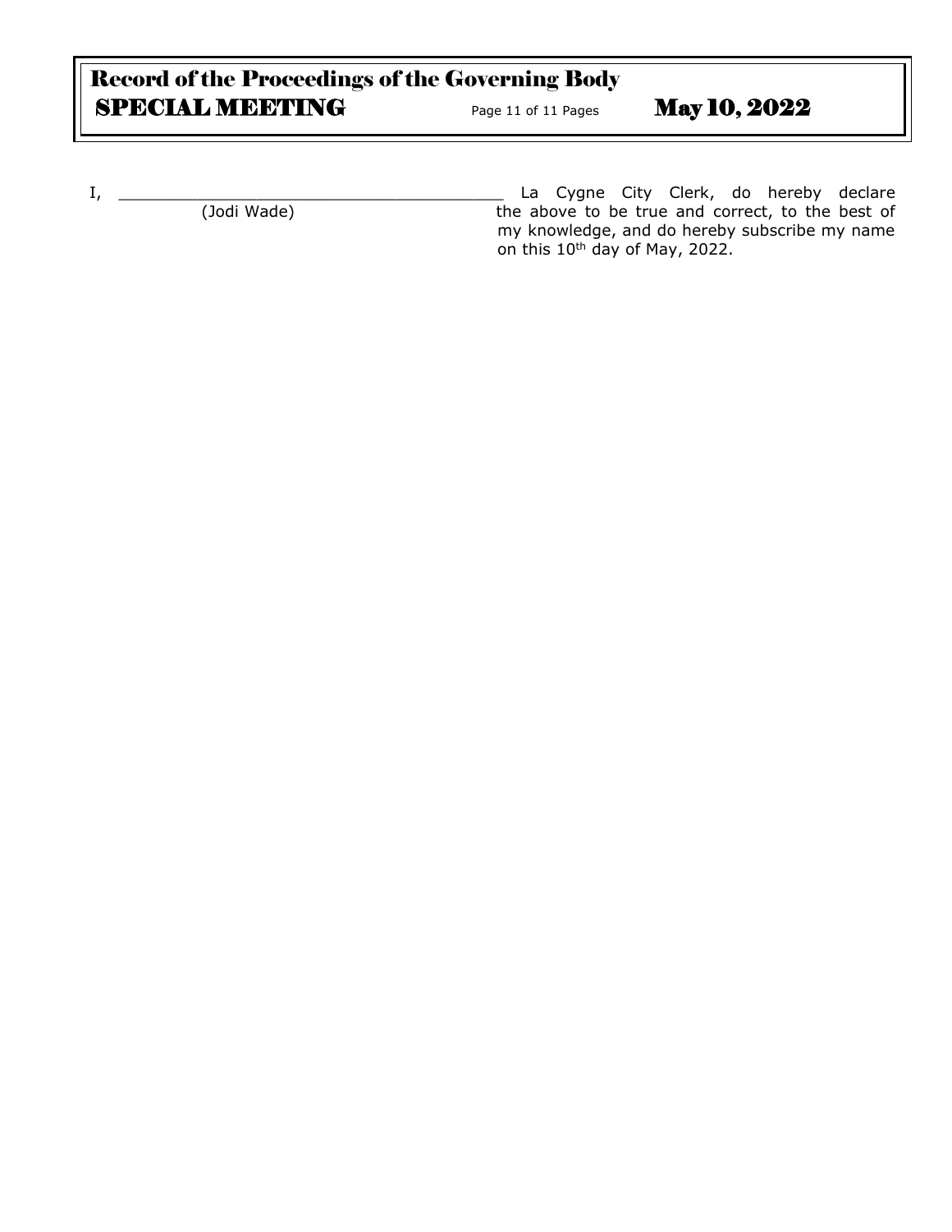I, ________________________________________ La Cygne City Clerk, do hereby declare the above to be true and correct, to the best of my knowledge, and do hereby subscribe my name on this 10th day of May, 2022.

(Jodi Wade)